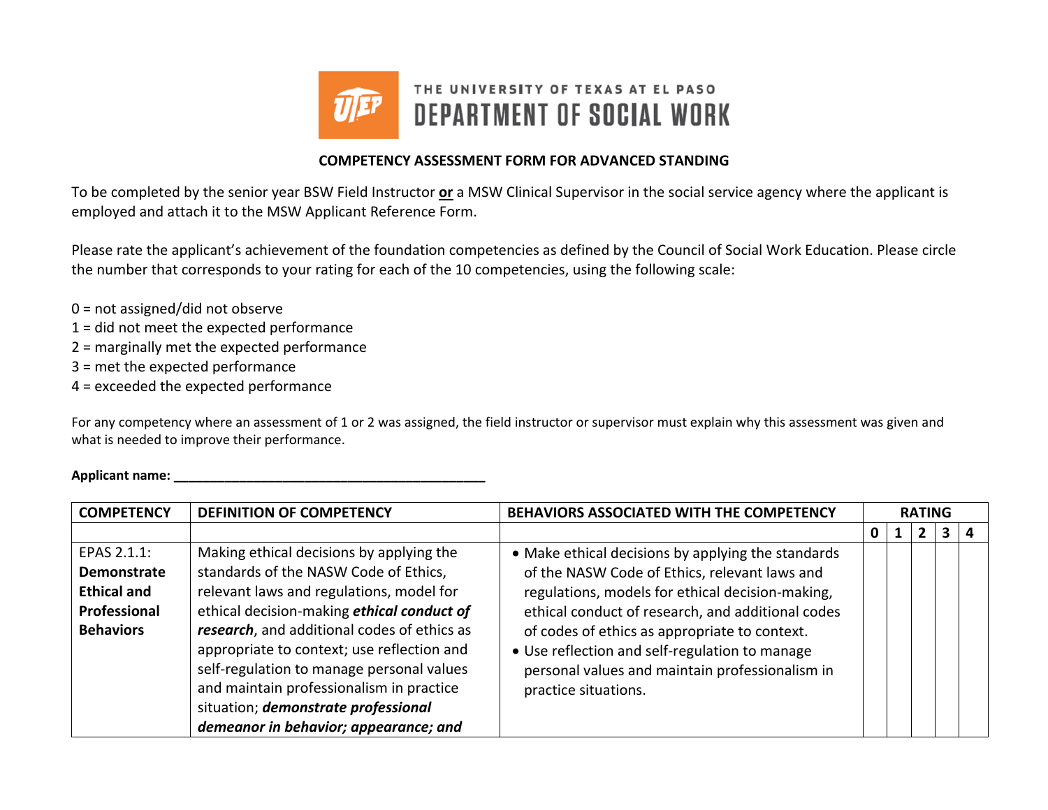THE UNIVERSITY OF TEXAS AT EL PASO
DEPARTMENT OF SOCIAL WORK

**COMPETENCY ASSESSMENT FORM FOR ADVANCED STANDING**

To be completed by the senior year BSW Field Instructor **or** a MSW Clinical Supervisor in the social service agency where the applicant is employed and attach it to the MSW Applicant Reference Form.

Please rate the applicant's achievement of the foundation competencies as defined by the Council of Social Work Education. Please circle the number that corresponds to your rating for each of the 10 competencies, using the following scale:

0 = not assigned/did not observe
1 = did not meet the expected performance
2 = marginally met the expected performance
3 = met the expected performance
4 = exceeded the expected performance

For any competency where an assessment of 1 or 2 was assigned, the field instructor or supervisor must explain why this assessment was given and what is needed to improve their performance.

**Applicant name: ____________________________________________**

| COMPETENCY | DEFINITION OF COMPETENCY | BEHAVIORS ASSOCIATED WITH THE COMPETENCY | RATING | | | | |
|---|---|---|---|---|---|---|---|
| | | | 0 | 1 | 2 | 3 | 4 |
| EPAS 2.1.1: **Demonstrate Ethical and Professional Behaviors** | Making ethical decisions by applying the standards of the NASW Code of Ethics, relevant laws and regulations, model for ethical decision-making ***ethical conduct of research***, and additional codes of ethics as appropriate to context; use reflection and self-regulation to manage personal values and maintain professionalism in practice situation; ***demonstrate professional demeanor in behavior; appearance; and*** | • Make ethical decisions by applying the standards of the NASW Code of Ethics, relevant laws and regulations, models for ethical decision-making, ethical conduct of research, and additional codes of codes of ethics as appropriate to context.<br>• Use reflection and self-regulation to manage personal values and maintain professionalism in practice situations. | | | | | |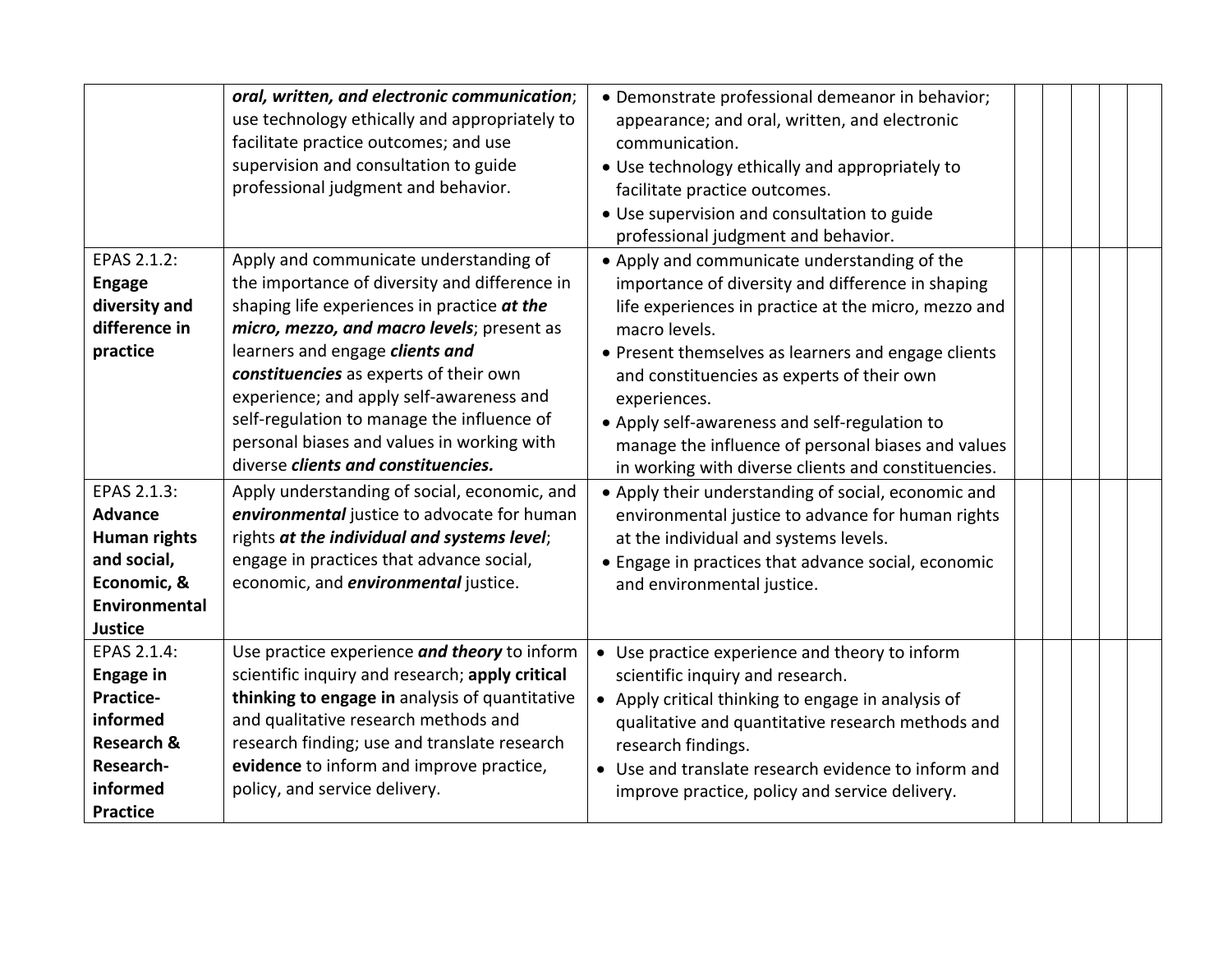| | | | | | | | |
|---|---|---|---|---|---|---|---|
| | ***oral, written, and electronic communication***; use technology ethically and appropriately to facilitate practice outcomes; and use supervision and consultation to guide professional judgment and behavior. | • Demonstrate professional demeanor in behavior; appearance; and oral, written, and electronic communication.<br>• Use technology ethically and appropriately to facilitate practice outcomes.<br>• Use supervision and consultation to guide professional judgment and behavior. | | | | | |
| EPAS 2.1.2: **Engage diversity and difference in practice** | Apply and communicate understanding of the importance of diversity and difference in shaping life experiences in practice ***at the micro, mezzo, and macro levels***; present as learners and engage ***clients and constituencies*** as experts of their own experience; and apply self-awareness and self-regulation to manage the influence of personal biases and values in working with diverse ***clients and constituencies.*** | • Apply and communicate understanding of the importance of diversity and difference in shaping life experiences in practice at the micro, mezzo and macro levels.<br>• Present themselves as learners and engage clients and constituencies as experts of their own experiences.<br>• Apply self-awareness and self-regulation to manage the influence of personal biases and values in working with diverse clients and constituencies. | | | | | |
| EPAS 2.1.3: **Advance Human rights and social, Economic, & Environmental Justice** | Apply understanding of social, economic, and ***environmental*** justice to advocate for human rights ***at the individual and systems level***; engage in practices that advance social, economic, and ***environmental*** justice. | • Apply their understanding of social, economic and environmental justice to advance for human rights at the individual and systems levels.<br>• Engage in practices that advance social, economic and environmental justice. | | | | | |
| EPAS 2.1.4: **Engage in Practice-informed Research & Research-informed Practice** | Use practice experience ***and theory*** to inform scientific inquiry and research; **apply critical thinking to engage in** analysis of quantitative and qualitative research methods and research finding; use and translate research **evidence** to inform and improve practice, policy, and service delivery. | • Use practice experience and theory to inform scientific inquiry and research.<br>• Apply critical thinking to engage in analysis of qualitative and quantitative research methods and research findings.<br>• Use and translate research evidence to inform and improve practice, policy and service delivery. | | | | | |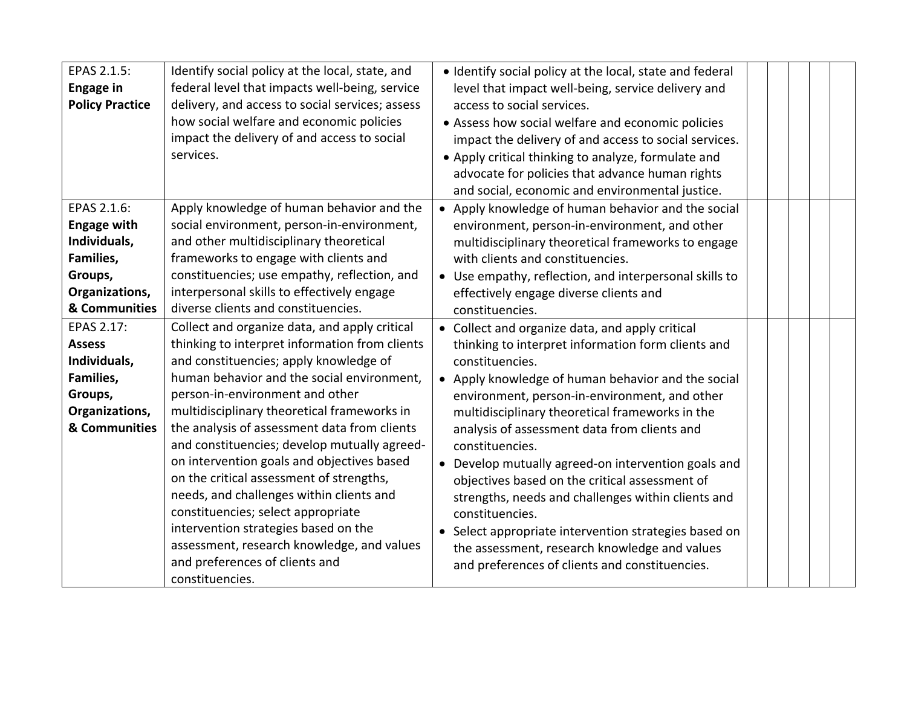| | | | | | | | |
|---|---|---|---|---|---|---|---|
| EPAS 2.1.5: **Engage in Policy Practice** | Identify social policy at the local, state, and federal level that impacts well-being, service delivery, and access to social services; assess how social welfare and economic policies impact the delivery of and access to social services. | • Identify social policy at the local, state and federal level that impact well-being, service delivery and access to social services.<br>• Assess how social welfare and economic policies impact the delivery of and access to social services.<br>• Apply critical thinking to analyze, formulate and advocate for policies that advance human rights and social, economic and environmental justice. | | | | | |
| EPAS 2.1.6: **Engage with Individuals, Families, Groups, Organizations, & Communities** | Apply knowledge of human behavior and the social environment, person-in-environment, and other multidisciplinary theoretical frameworks to engage with clients and constituencies; use empathy, reflection, and interpersonal skills to effectively engage diverse clients and constituencies. | • Apply knowledge of human behavior and the social environment, person-in-environment, and other multidisciplinary theoretical frameworks to engage with clients and constituencies.<br>• Use empathy, reflection, and interpersonal skills to effectively engage diverse clients and constituencies. | | | | | |
| EPAS 2.17: **Assess Individuals, Families, Groups, Organizations, & Communities** | Collect and organize data, and apply critical thinking to interpret information from clients and constituencies; apply knowledge of human behavior and the social environment, person-in-environment and other multidisciplinary theoretical frameworks in the analysis of assessment data from clients and constituencies; develop mutually agreed-on intervention goals and objectives based on the critical assessment of strengths, needs, and challenges within clients and constituencies; select appropriate intervention strategies based on the assessment, research knowledge, and values and preferences of clients and constituencies. | • Collect and organize data, and apply critical thinking to interpret information form clients and constituencies.<br>• Apply knowledge of human behavior and the social environment, person-in-environment, and other multidisciplinary theoretical frameworks in the analysis of assessment data from clients and constituencies.<br>• Develop mutually agreed-on intervention goals and objectives based on the critical assessment of strengths, needs and challenges within clients and constituencies.<br>• Select appropriate intervention strategies based on the assessment, research knowledge and values and preferences of clients and constituencies. | | | | | |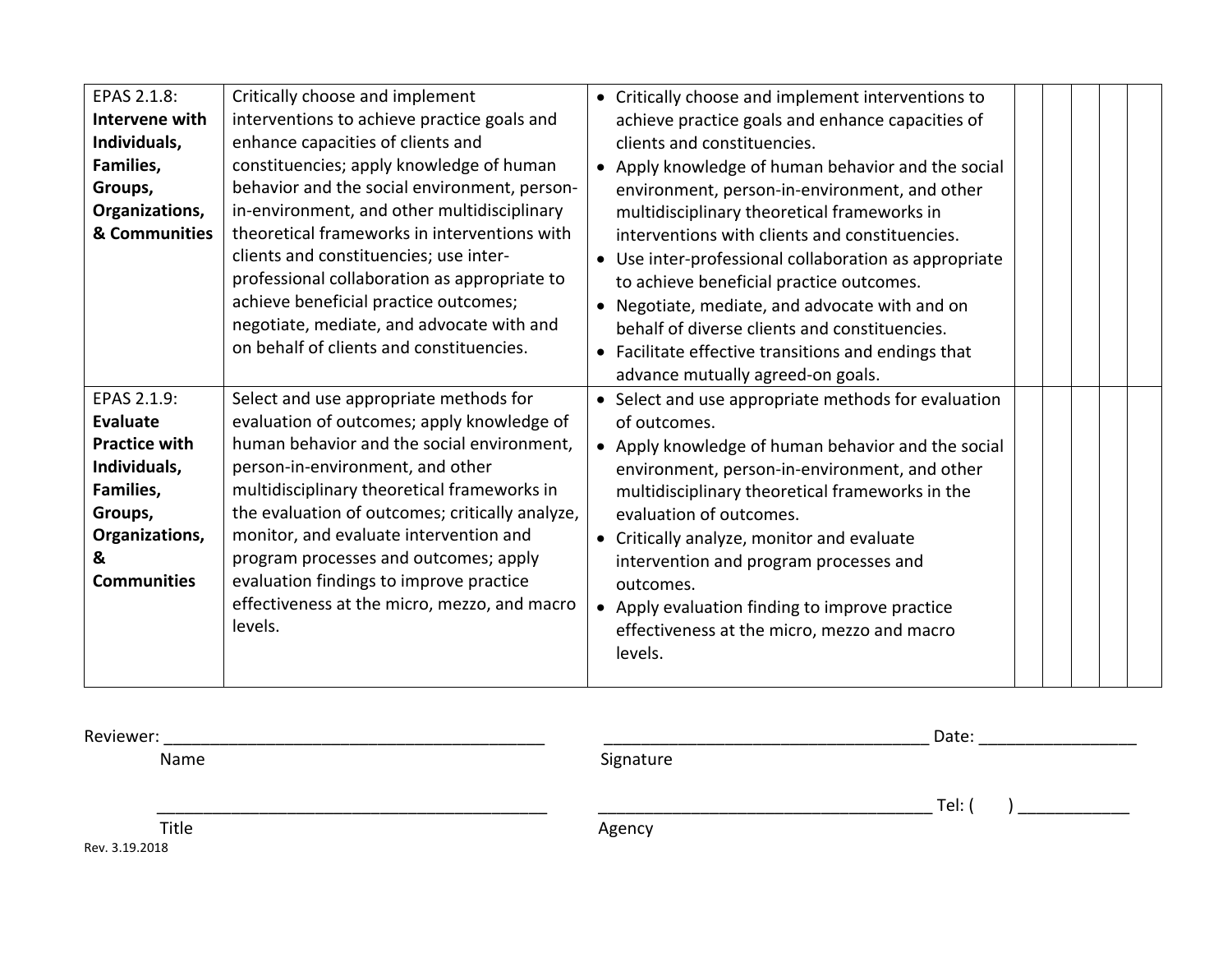| | | | | | | | |
|---|---|---|---|---|---|---|---|
| EPAS 2.1.8: **Intervene with Individuals, Families, Groups, Organizations, & Communities** | Critically choose and implement interventions to achieve practice goals and enhance capacities of clients and constituencies; apply knowledge of human behavior and the social environment, person-in-environment, and other multidisciplinary theoretical frameworks in interventions with clients and constituencies; use inter-professional collaboration as appropriate to achieve beneficial practice outcomes; negotiate, mediate, and advocate with and on behalf of clients and constituencies. | • Critically choose and implement interventions to achieve practice goals and enhance capacities of clients and constituencies.<br>• Apply knowledge of human behavior and the social environment, person-in-environment, and other multidisciplinary theoretical frameworks in interventions with clients and constituencies.<br>• Use inter-professional collaboration as appropriate to achieve beneficial practice outcomes.<br>• Negotiate, mediate, and advocate with and on behalf of diverse clients and constituencies.<br>• Facilitate effective transitions and endings that advance mutually agreed-on goals. | | | | | |
| EPAS 2.1.9: **Evaluate Practice with Individuals, Families, Groups, Organizations, & Communities** | Select and use appropriate methods for evaluation of outcomes; apply knowledge of human behavior and the social environment, person-in-environment, and other multidisciplinary theoretical frameworks in the evaluation of outcomes; critically analyze, monitor, and evaluate intervention and program processes and outcomes; apply evaluation findings to improve practice effectiveness at the micro, mezzo, and macro levels. | • Select and use appropriate methods for evaluation of outcomes.<br>• Apply knowledge of human behavior and the social environment, person-in-environment, and other multidisciplinary theoretical frameworks in the evaluation of outcomes.<br>• Critically analyze, monitor and evaluate intervention and program processes and outcomes.<br>• Apply evaluation finding to improve practice effectiveness at the micro, mezzo and macro levels. | | | | | |

Reviewer: ________________________________________ ___________________________________ Date: ________________

Name Signature

________________________________________ ___________________________________ Tel: (     ) ____________

Title Agency

Rev. 3.19.2018